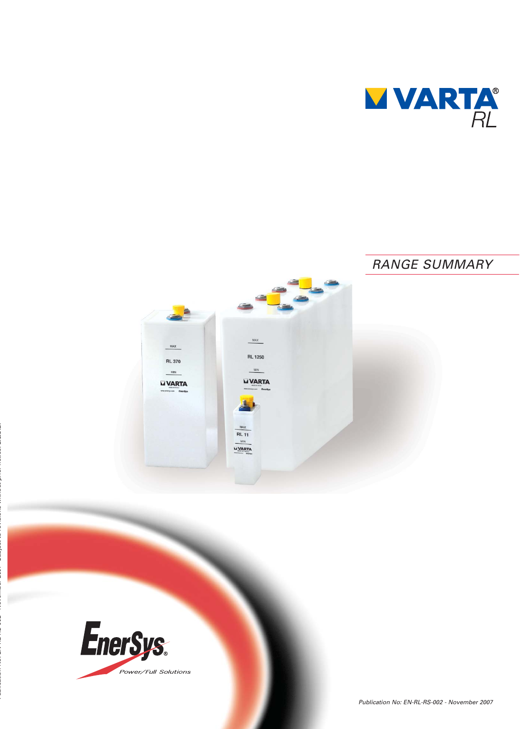# VARTA® RL

## RANGE SUMMARY

EnerSys®

Power/Full Solutions

Publication No: EN-RL-RS-002 - November 2007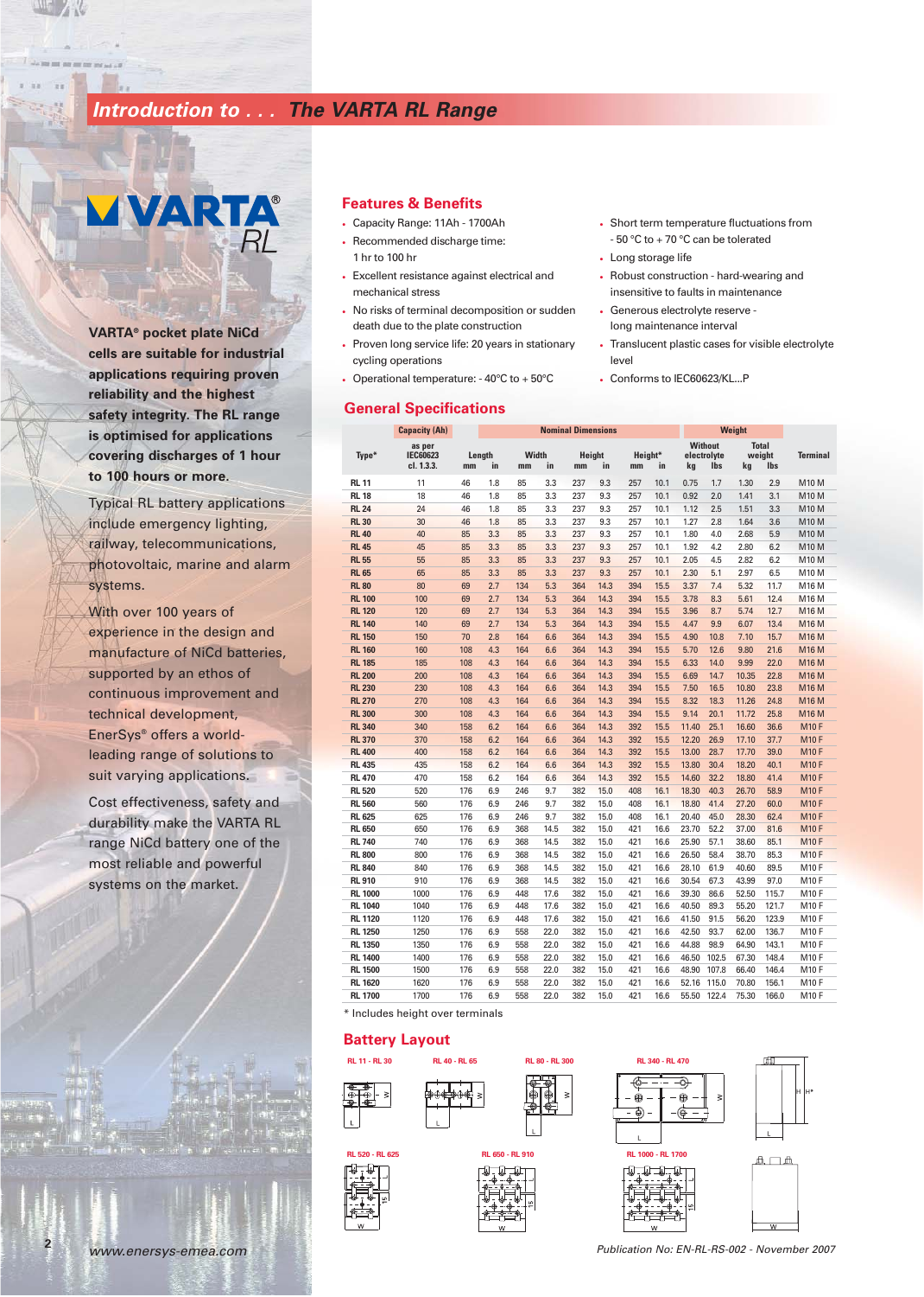# Introduction to . . . The VARTA RL Range

VARTA® RL

**VARTA® pocket plate NiCd cells are suitable for industrial applications requiring proven reliability and the highest safety integrity. The RL range is optimised for applications covering discharges of 1 hour to 100 hours or more.**

Typical RL battery applications include emergency lighting, railway, telecommunications, photovoltaic, marine and alarm systems.

With over 100 years of experience in the design and manufacture of NiCd batteries, supported by an ethos of continuous improvement and technical development, EnerSys® offers a world-leading range of solutions to suit varying applications.

Cost effectiveness, safety and durability make the VARTA RL range NiCd battery one of the most reliable and powerful systems on the market.

## Features & Benefits

- Capacity Range: 11Ah - 1700Ah
- Recommended discharge time: 1 hr to 100 hr
- Excellent resistance against electrical and mechanical stress
- No risks of terminal decomposition or sudden death due to the plate construction
- Proven long service life: 20 years in stationary cycling operations
- Operational temperature: - 40°C to + 50°C
- Short term temperature fluctuations from - 50 °C to + 70 °C can be tolerated
- Long storage life
- Robust construction - hard-wearing and insensitive to faults in maintenance
- Generous electrolyte reserve - long maintenance interval
- Translucent plastic cases for visible electrolyte level
- Conforms to IEC60623/KL...P

## General Specifications

| Type* | Capacity (Ah) | Nominal Dimensions | | | | | | | | Weight | | | | Terminal |
|---|---|---|---|---|---|---|---|---|---|---|---|---|---|---|
| | as per IEC60623 cl. 1.3.3. | Length | | Width | | Height | | Height* | | Without electrolyte | | Total weight | | |
| | | mm | in | mm | in | mm | in | mm | in | kg | lbs | kg | lbs | |
| RL 11 | 11 | 46 | 1.8 | 85 | 3.3 | 237 | 9.3 | 257 | 10.1 | 0.75 | 1.7 | 1.30 | 2.9 | M10 M |
| RL 18 | 18 | 46 | 1.8 | 85 | 3.3 | 237 | 9.3 | 257 | 10.1 | 0.92 | 2.0 | 1.41 | 3.1 | M10 M |
| RL 24 | 24 | 46 | 1.8 | 85 | 3.3 | 237 | 9.3 | 257 | 10.1 | 1.12 | 2.5 | 1.51 | 3.3 | M10 M |
| RL 30 | 30 | 46 | 1.8 | 85 | 3.3 | 237 | 9.3 | 257 | 10.1 | 1.27 | 2.8 | 1.64 | 3.6 | M10 M |
| RL 40 | 40 | 85 | 3.3 | 85 | 3.3 | 237 | 9.3 | 257 | 10.1 | 1.80 | 4.0 | 2.68 | 5.9 | M10 M |
| RL 45 | 45 | 85 | 3.3 | 85 | 3.3 | 237 | 9.3 | 257 | 10.1 | 1.92 | 4.2 | 2.80 | 6.2 | M10 M |
| RL 55 | 55 | 85 | 3.3 | 85 | 3.3 | 237 | 9.3 | 257 | 10.1 | 2.05 | 4.5 | 2.82 | 6.2 | M10 M |
| RL 65 | 65 | 85 | 3.3 | 85 | 3.3 | 237 | 9.3 | 257 | 10.1 | 2.30 | 5.1 | 2.97 | 6.5 | M10 M |
| RL 80 | 80 | 69 | 2.7 | 134 | 5.3 | 364 | 14.3 | 394 | 15.5 | 3.37 | 7.4 | 5.32 | 11.7 | M16 M |
| RL 100 | 100 | 69 | 2.7 | 134 | 5.3 | 364 | 14.3 | 394 | 15.5 | 3.78 | 8.3 | 5.61 | 12.4 | M16 M |
| RL 120 | 120 | 69 | 2.7 | 134 | 5.3 | 364 | 14.3 | 394 | 15.5 | 3.96 | 8.7 | 5.74 | 12.7 | M16 M |
| RL 140 | 140 | 69 | 2.7 | 134 | 5.3 | 364 | 14.3 | 394 | 15.5 | 4.47 | 9.9 | 6.07 | 13.4 | M16 M |
| RL 150 | 150 | 70 | 2.8 | 164 | 6.6 | 364 | 14.3 | 394 | 15.5 | 4.90 | 10.8 | 7.10 | 15.7 | M16 M |
| RL 160 | 160 | 108 | 4.3 | 164 | 6.6 | 364 | 14.3 | 394 | 15.5 | 5.70 | 12.6 | 9.80 | 21.6 | M16 M |
| RL 185 | 185 | 108 | 4.3 | 164 | 6.6 | 364 | 14.3 | 394 | 15.5 | 6.33 | 14.0 | 9.99 | 22.0 | M16 M |
| RL 200 | 200 | 108 | 4.3 | 164 | 6.6 | 364 | 14.3 | 394 | 15.5 | 6.69 | 14.7 | 10.35 | 22.8 | M16 M |
| RL 230 | 230 | 108 | 4.3 | 164 | 6.6 | 364 | 14.3 | 394 | 15.5 | 7.50 | 16.5 | 10.80 | 23.8 | M16 M |
| RL 270 | 270 | 108 | 4.3 | 164 | 6.6 | 364 | 14.3 | 394 | 15.5 | 8.32 | 18.3 | 11.26 | 24.8 | M16 M |
| RL 300 | 300 | 108 | 4.3 | 164 | 6.6 | 364 | 14.3 | 394 | 15.5 | 9.14 | 20.1 | 11.72 | 25.8 | M16 M |
| RL 340 | 340 | 158 | 6.2 | 164 | 6.6 | 364 | 14.3 | 392 | 15.5 | 11.40 | 25.1 | 16.60 | 36.6 | M10 F |
| RL 370 | 370 | 158 | 6.2 | 164 | 6.6 | 364 | 14.3 | 392 | 15.5 | 12.20 | 26.9 | 17.10 | 37.7 | M10 F |
| RL 400 | 400 | 158 | 6.2 | 164 | 6.6 | 364 | 14.3 | 392 | 15.5 | 13.00 | 28.7 | 17.70 | 39.0 | M10 F |
| RL 435 | 435 | 158 | 6.2 | 164 | 6.6 | 364 | 14.3 | 392 | 15.5 | 13.80 | 30.4 | 18.20 | 40.1 | M10 F |
| RL 470 | 470 | 158 | 6.2 | 164 | 6.6 | 364 | 14.3 | 392 | 15.5 | 14.60 | 32.2 | 18.80 | 41.4 | M10 F |
| RL 520 | 520 | 176 | 6.9 | 246 | 9.7 | 382 | 15.0 | 408 | 16.1 | 18.30 | 40.3 | 26.70 | 58.9 | M10 F |
| RL 560 | 560 | 176 | 6.9 | 246 | 9.7 | 382 | 15.0 | 408 | 16.1 | 18.80 | 41.4 | 27.20 | 60.0 | M10 F |
| RL 625 | 625 | 176 | 6.9 | 246 | 9.7 | 382 | 15.0 | 408 | 16.1 | 20.40 | 45.0 | 28.30 | 62.4 | M10 F |
| RL 650 | 650 | 176 | 6.9 | 368 | 14.5 | 382 | 15.0 | 421 | 16.6 | 23.70 | 52.2 | 37.00 | 81.6 | M10 F |
| RL 740 | 740 | 176 | 6.9 | 368 | 14.5 | 382 | 15.0 | 421 | 16.6 | 25.90 | 57.1 | 38.60 | 85.1 | M10 F |
| RL 800 | 800 | 176 | 6.9 | 368 | 14.5 | 382 | 15.0 | 421 | 16.6 | 26.50 | 58.4 | 38.70 | 85.3 | M10 F |
| RL 840 | 840 | 176 | 6.9 | 368 | 14.5 | 382 | 15.0 | 421 | 16.6 | 28.10 | 61.9 | 40.60 | 89.5 | M10 F |
| RL 910 | 910 | 176 | 6.9 | 368 | 14.5 | 382 | 15.0 | 421 | 16.6 | 30.54 | 67.3 | 43.99 | 97.0 | M10 F |
| RL 1000 | 1000 | 176 | 6.9 | 448 | 17.6 | 382 | 15.0 | 421 | 16.6 | 39.30 | 86.6 | 52.50 | 115.7 | M10 F |
| RL 1040 | 1040 | 176 | 6.9 | 448 | 17.6 | 382 | 15.0 | 421 | 16.6 | 40.50 | 89.3 | 55.20 | 121.7 | M10 F |
| RL 1120 | 1120 | 176 | 6.9 | 448 | 17.6 | 382 | 15.0 | 421 | 16.6 | 41.50 | 91.5 | 56.20 | 123.9 | M10 F |
| RL 1250 | 1250 | 176 | 6.9 | 558 | 22.0 | 382 | 15.0 | 421 | 16.6 | 42.50 | 93.7 | 62.00 | 136.7 | M10 F |
| RL 1350 | 1350 | 176 | 6.9 | 558 | 22.0 | 382 | 15.0 | 421 | 16.6 | 44.88 | 98.9 | 64.90 | 143.1 | M10 F |
| RL 1400 | 1400 | 176 | 6.9 | 558 | 22.0 | 382 | 15.0 | 421 | 16.6 | 46.50 | 102.5 | 67.30 | 148.4 | M10 F |
| RL 1500 | 1500 | 176 | 6.9 | 558 | 22.0 | 382 | 15.0 | 421 | 16.6 | 48.90 | 107.8 | 66.40 | 146.4 | M10 F |
| RL 1620 | 1620 | 176 | 6.9 | 558 | 22.0 | 382 | 15.0 | 421 | 16.6 | 52.16 | 115.0 | 70.80 | 156.1 | M10 F |
| RL 1700 | 1700 | 176 | 6.9 | 558 | 22.0 | 382 | 15.0 | 421 | 16.6 | 55.50 | 122.4 | 75.30 | 166.0 | M10 F |

\* Includes height over terminals

## Battery Layout

RL 11 - RL 30 | RL 40 - RL 65 | RL 80 - RL 300 | RL 340 - RL 470

RL 520 - RL 625 | RL 650 - RL 910 | RL 1000 - RL 1700

www.enersys-emea.com

*Publication No: EN-RL-RS-002 - November 2007*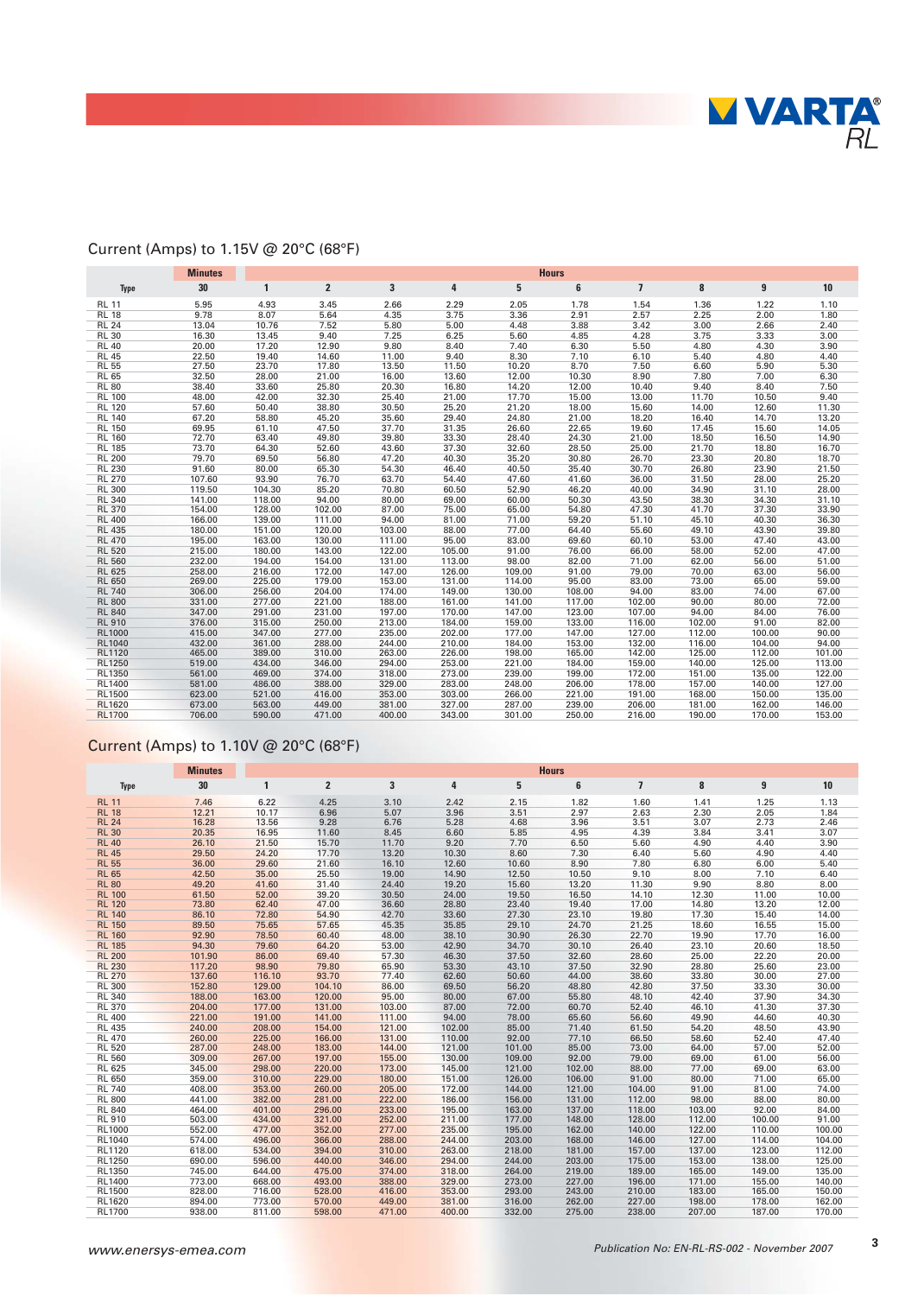VARTA RL

## Current (Amps) to 1.15V @ 20°C (68°F)

| Type | Minutes | Hours | | | | | | | | | |
|---|---|---|---|---|---|---|---|---|---|---|---|
| | 30 | 1 | 2 | 3 | 4 | 5 | 6 | 7 | 8 | 9 | 10 |
| RL 11 | 5.95 | 4.93 | 3.45 | 2.66 | 2.29 | 2.05 | 1.78 | 1.54 | 1.36 | 1.22 | 1.10 |
| RL 18 | 9.78 | 8.07 | 5.64 | 4.35 | 3.75 | 3.36 | 2.91 | 2.57 | 2.25 | 2.00 | 1.80 |
| RL 24 | 13.04 | 10.76 | 7.52 | 5.80 | 5.00 | 4.48 | 3.88 | 3.42 | 3.00 | 2.66 | 2.40 |
| RL 30 | 16.30 | 13.45 | 9.40 | 7.25 | 6.25 | 5.60 | 4.85 | 4.28 | 3.75 | 3.33 | 3.00 |
| RL 40 | 20.00 | 17.20 | 12.90 | 9.80 | 8.40 | 7.40 | 6.30 | 5.50 | 4.80 | 4.30 | 3.90 |
| RL 45 | 22.50 | 19.40 | 14.60 | 11.00 | 9.40 | 8.30 | 7.10 | 6.10 | 5.40 | 4.80 | 4.40 |
| RL 55 | 27.50 | 23.70 | 17.80 | 13.50 | 11.50 | 10.20 | 8.70 | 7.50 | 6.60 | 5.90 | 5.30 |
| RL 65 | 32.50 | 28.00 | 21.00 | 16.00 | 13.60 | 12.00 | 10.30 | 8.90 | 7.80 | 7.00 | 6.30 |
| RL 80 | 38.40 | 33.60 | 25.80 | 20.30 | 16.80 | 14.20 | 12.00 | 10.40 | 9.40 | 8.40 | 7.50 |
| RL 100 | 48.00 | 42.00 | 32.30 | 25.40 | 21.00 | 17.70 | 15.00 | 13.00 | 11.70 | 10.50 | 9.40 |
| RL 120 | 57.60 | 50.40 | 38.80 | 30.50 | 25.20 | 21.20 | 18.00 | 15.60 | 14.00 | 12.60 | 11.30 |
| RL 140 | 67.20 | 58.80 | 45.20 | 35.60 | 29.40 | 24.80 | 21.00 | 18.20 | 16.40 | 14.70 | 13.20 |
| RL 150 | 69.95 | 61.10 | 47.50 | 37.70 | 31.35 | 26.60 | 22.65 | 19.60 | 17.45 | 15.60 | 14.05 |
| RL 160 | 72.70 | 63.40 | 49.80 | 39.80 | 33.30 | 28.40 | 24.30 | 21.00 | 18.50 | 16.50 | 14.90 |
| RL 185 | 73.70 | 64.30 | 52.60 | 43.60 | 37.30 | 32.60 | 28.50 | 25.00 | 21.70 | 18.80 | 16.70 |
| RL 200 | 79.70 | 69.50 | 56.80 | 47.20 | 40.30 | 35.20 | 30.80 | 26.70 | 23.30 | 20.80 | 18.70 |
| RL 230 | 91.60 | 80.00 | 65.30 | 54.30 | 46.40 | 40.50 | 35.40 | 30.70 | 26.80 | 23.90 | 21.50 |
| RL 270 | 107.60 | 93.90 | 76.70 | 63.70 | 54.40 | 47.60 | 41.60 | 36.00 | 31.50 | 28.00 | 25.20 |
| RL 300 | 119.50 | 104.30 | 85.20 | 70.80 | 60.50 | 52.90 | 46.20 | 40.00 | 34.90 | 31.10 | 28.00 |
| RL 340 | 141.00 | 118.00 | 94.00 | 80.00 | 69.00 | 60.00 | 50.30 | 43.50 | 38.30 | 34.30 | 31.10 |
| RL 370 | 154.00 | 128.00 | 102.00 | 87.00 | 75.00 | 65.00 | 54.80 | 47.30 | 41.70 | 37.30 | 33.90 |
| RL 400 | 166.00 | 139.00 | 111.00 | 94.00 | 81.00 | 71.00 | 59.20 | 51.10 | 45.10 | 40.30 | 36.30 |
| RL 435 | 180.00 | 151.00 | 120.00 | 103.00 | 88.00 | 77.00 | 64.40 | 55.60 | 49.10 | 43.90 | 39.80 |
| RL 470 | 195.00 | 163.00 | 130.00 | 111.00 | 95.00 | 83.00 | 69.60 | 60.10 | 53.00 | 47.40 | 43.00 |
| RL 520 | 215.00 | 180.00 | 143.00 | 122.00 | 105.00 | 91.00 | 76.00 | 66.00 | 58.00 | 52.00 | 47.00 |
| RL 560 | 232.00 | 194.00 | 154.00 | 131.00 | 113.00 | 98.00 | 82.00 | 71.00 | 62.00 | 56.00 | 51.00 |
| RL 625 | 258.00 | 216.00 | 172.00 | 147.00 | 126.00 | 109.00 | 91.00 | 79.00 | 70.00 | 63.00 | 56.00 |
| RL 650 | 269.00 | 225.00 | 179.00 | 153.00 | 131.00 | 114.00 | 95.00 | 83.00 | 73.00 | 65.00 | 59.00 |
| RL 740 | 306.00 | 256.00 | 204.00 | 174.00 | 149.00 | 130.00 | 108.00 | 94.00 | 83.00 | 74.00 | 67.00 |
| RL 800 | 331.00 | 277.00 | 221.00 | 188.00 | 161.00 | 141.00 | 117.00 | 102.00 | 90.00 | 80.00 | 72.00 |
| RL 840 | 347.00 | 291.00 | 231.00 | 197.00 | 170.00 | 147.00 | 123.00 | 107.00 | 94.00 | 84.00 | 76.00 |
| RL 910 | 376.00 | 315.00 | 250.00 | 213.00 | 184.00 | 159.00 | 133.00 | 116.00 | 102.00 | 91.00 | 82.00 |
| RL1000 | 415.00 | 347.00 | 277.00 | 235.00 | 202.00 | 177.00 | 147.00 | 127.00 | 112.00 | 100.00 | 90.00 |
| RL1040 | 432.00 | 361.00 | 288.00 | 244.00 | 210.00 | 184.00 | 153.00 | 132.00 | 116.00 | 104.00 | 94.00 |
| RL1120 | 465.00 | 389.00 | 310.00 | 263.00 | 226.00 | 198.00 | 165.00 | 142.00 | 125.00 | 112.00 | 101.00 |
| RL1250 | 519.00 | 434.00 | 346.00 | 294.00 | 253.00 | 221.00 | 184.00 | 159.00 | 140.00 | 125.00 | 113.00 |
| RL1350 | 561.00 | 469.00 | 374.00 | 318.00 | 273.00 | 239.00 | 199.00 | 172.00 | 151.00 | 135.00 | 122.00 |
| RL1400 | 581.00 | 486.00 | 388.00 | 329.00 | 283.00 | 248.00 | 206.00 | 178.00 | 157.00 | 140.00 | 127.00 |
| RL1500 | 623.00 | 521.00 | 416.00 | 353.00 | 303.00 | 266.00 | 221.00 | 191.00 | 168.00 | 150.00 | 135.00 |
| RL1620 | 673.00 | 563.00 | 449.00 | 381.00 | 327.00 | 287.00 | 239.00 | 206.00 | 181.00 | 162.00 | 146.00 |
| RL1700 | 706.00 | 590.00 | 471.00 | 400.00 | 343.00 | 301.00 | 250.00 | 216.00 | 190.00 | 170.00 | 153.00 |

## Current (Amps) to 1.10V @ 20°C (68°F)

| Type | Minutes | Hours | | | | | | | | | |
|---|---|---|---|---|---|---|---|---|---|---|---|
| | 30 | 1 | 2 | 3 | 4 | 5 | 6 | 7 | 8 | 9 | 10 |
| RL 11 | 7.46 | 6.22 | 4.25 | 3.10 | 2.42 | 2.15 | 1.82 | 1.60 | 1.41 | 1.25 | 1.13 |
| RL 18 | 12.21 | 10.17 | 6.96 | 5.07 | 3.96 | 3.51 | 2.97 | 2.63 | 2.30 | 2.05 | 1.84 |
| RL 24 | 16.28 | 13.56 | 9.28 | 6.76 | 5.28 | 4.68 | 3.96 | 3.51 | 3.07 | 2.73 | 2.46 |
| RL 30 | 20.35 | 16.95 | 11.60 | 8.45 | 6.60 | 5.85 | 4.95 | 4.39 | 3.84 | 3.41 | 3.07 |
| RL 40 | 26.10 | 21.50 | 15.70 | 11.70 | 9.20 | 7.70 | 6.50 | 5.60 | 4.90 | 4.40 | 3.90 |
| RL 45 | 29.50 | 24.20 | 17.70 | 13.20 | 10.30 | 8.60 | 7.30 | 6.40 | 5.60 | 4.90 | 4.40 |
| RL 55 | 36.00 | 29.60 | 21.60 | 16.10 | 12.60 | 10.60 | 8.90 | 7.80 | 6.80 | 6.00 | 5.40 |
| RL 65 | 42.50 | 35.00 | 25.50 | 19.00 | 14.90 | 12.50 | 10.50 | 9.10 | 8.00 | 7.10 | 6.40 |
| RL 80 | 49.20 | 41.60 | 31.40 | 24.40 | 19.20 | 15.60 | 13.20 | 11.30 | 9.90 | 8.80 | 8.00 |
| RL 100 | 61.50 | 52.00 | 39.20 | 30.50 | 24.00 | 19.50 | 16.50 | 14.10 | 12.30 | 11.00 | 10.00 |
| RL 120 | 73.80 | 62.40 | 47.00 | 36.60 | 28.80 | 23.40 | 19.40 | 17.00 | 14.80 | 13.20 | 12.00 |
| RL 140 | 86.10 | 72.80 | 54.90 | 42.70 | 33.60 | 27.30 | 23.10 | 19.80 | 17.30 | 15.40 | 14.00 |
| RL 150 | 89.50 | 75.65 | 57.65 | 45.35 | 35.85 | 29.10 | 24.70 | 21.25 | 18.60 | 16.55 | 15.00 |
| RL 160 | 92.90 | 78.50 | 60.40 | 48.00 | 38.10 | 30.90 | 26.30 | 22.70 | 19.90 | 17.70 | 16.00 |
| RL 185 | 94.30 | 79.60 | 64.20 | 53.00 | 42.90 | 34.70 | 30.10 | 26.40 | 23.10 | 20.60 | 18.50 |
| RL 200 | 101.90 | 86.00 | 69.40 | 57.30 | 46.30 | 37.50 | 32.60 | 28.60 | 25.00 | 22.20 | 20.00 |
| RL 230 | 117.20 | 98.90 | 79.80 | 65.90 | 53.30 | 43.10 | 37.50 | 32.90 | 28.80 | 25.60 | 23.00 |
| RL 270 | 137.60 | 116.10 | 93.70 | 77.40 | 62.60 | 50.60 | 44.00 | 38.60 | 33.80 | 30.00 | 27.00 |
| RL 300 | 152.80 | 129.00 | 104.10 | 86.00 | 69.50 | 56.20 | 48.80 | 42.80 | 37.50 | 33.30 | 30.00 |
| RL 340 | 188.00 | 163.00 | 120.00 | 95.00 | 80.00 | 67.00 | 55.80 | 48.10 | 42.40 | 37.90 | 34.30 |
| RL 370 | 204.00 | 177.00 | 131.00 | 103.00 | 87.00 | 72.00 | 60.70 | 52.40 | 46.10 | 41.30 | 37.30 |
| RL 400 | 221.00 | 191.00 | 141.00 | 111.00 | 94.00 | 78.00 | 65.60 | 56.60 | 49.90 | 44.60 | 40.30 |
| RL 435 | 240.00 | 208.00 | 154.00 | 121.00 | 102.00 | 85.00 | 71.40 | 61.50 | 54.20 | 48.50 | 43.90 |
| RL 470 | 260.00 | 225.00 | 166.00 | 131.00 | 110.00 | 92.00 | 77.10 | 66.50 | 58.60 | 52.40 | 47.40 |
| RL 520 | 287.00 | 248.00 | 183.00 | 144.00 | 121.00 | 101.00 | 85.00 | 73.00 | 64.00 | 57.00 | 52.00 |
| RL 560 | 309.00 | 267.00 | 197.00 | 155.00 | 130.00 | 109.00 | 92.00 | 79.00 | 69.00 | 61.00 | 56.00 |
| RL 625 | 345.00 | 298.00 | 220.00 | 173.00 | 145.00 | 121.00 | 102.00 | 88.00 | 77.00 | 69.00 | 63.00 |
| RL 650 | 359.00 | 310.00 | 229.00 | 180.00 | 151.00 | 126.00 | 106.00 | 91.00 | 80.00 | 71.00 | 65.00 |
| RL 740 | 408.00 | 353.00 | 260.00 | 205.00 | 172.00 | 144.00 | 121.00 | 104.00 | 91.00 | 81.00 | 74.00 |
| RL 800 | 441.00 | 382.00 | 281.00 | 222.00 | 186.00 | 156.00 | 131.00 | 112.00 | 98.00 | 88.00 | 80.00 |
| RL 840 | 464.00 | 401.00 | 296.00 | 233.00 | 195.00 | 163.00 | 137.00 | 118.00 | 103.00 | 92.00 | 84.00 |
| RL 910 | 503.00 | 434.00 | 321.00 | 252.00 | 211.00 | 177.00 | 148.00 | 128.00 | 112.00 | 100.00 | 91.00 |
| RL1000 | 552.00 | 477.00 | 352.00 | 277.00 | 235.00 | 195.00 | 162.00 | 140.00 | 122.00 | 110.00 | 100.00 |
| RL1040 | 574.00 | 496.00 | 366.00 | 288.00 | 244.00 | 203.00 | 168.00 | 146.00 | 127.00 | 114.00 | 104.00 |
| RL1120 | 618.00 | 534.00 | 394.00 | 310.00 | 263.00 | 218.00 | 181.00 | 157.00 | 137.00 | 123.00 | 112.00 |
| RL1250 | 690.00 | 596.00 | 440.00 | 346.00 | 294.00 | 244.00 | 203.00 | 175.00 | 153.00 | 138.00 | 125.00 |
| RL1350 | 745.00 | 644.00 | 475.00 | 374.00 | 318.00 | 264.00 | 219.00 | 189.00 | 165.00 | 149.00 | 135.00 |
| RL1400 | 773.00 | 668.00 | 493.00 | 388.00 | 329.00 | 273.00 | 227.00 | 196.00 | 171.00 | 155.00 | 140.00 |
| RL1500 | 828.00 | 716.00 | 528.00 | 416.00 | 353.00 | 293.00 | 243.00 | 210.00 | 183.00 | 165.00 | 150.00 |
| RL1620 | 894.00 | 773.00 | 570.00 | 449.00 | 381.00 | 316.00 | 262.00 | 227.00 | 198.00 | 178.00 | 162.00 |
| RL1700 | 938.00 | 811.00 | 598.00 | 471.00 | 400.00 | 332.00 | 275.00 | 238.00 | 207.00 | 187.00 | 170.00 |

*www.enersys-emea.com*

*Publication No: EN-RL-RS-002 - November 2007*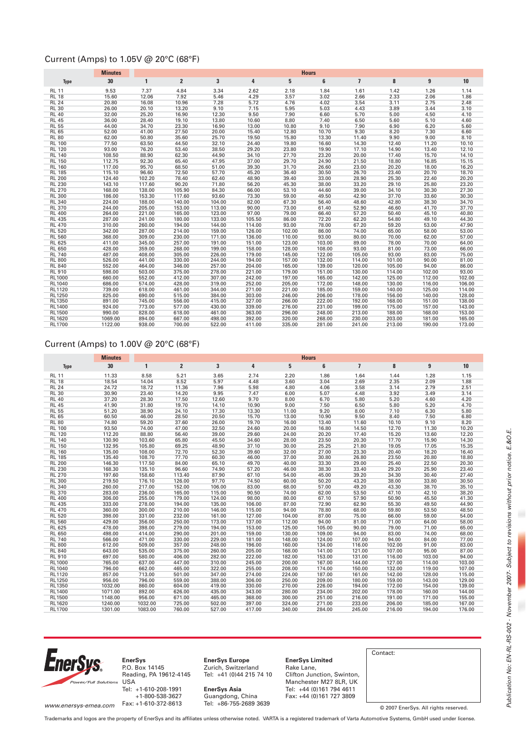## Current (Amps) to 1.05V @ 20°C (68°F)

| | Minutes | Hours | | | | | | | | | |
|---|---|---|---|---|---|---|---|---|---|---|---|
| Type | 30 | 1 | 2 | 3 | 4 | 5 | 6 | 7 | 8 | 9 | 10 |
| RL 11 | 9.53 | 7.37 | 4.84 | 3.34 | 2.62 | 2.18 | 1.84 | 1.61 | 1.42 | 1.26 | 1.14 |
| RL 18 | 15.60 | 12.06 | 7.92 | 5.46 | 4.29 | 3.57 | 3.02 | 2.66 | 2.33 | 2.06 | 1.86 |
| RL 24 | 20.80 | 16.08 | 10.96 | 7.28 | 5.72 | 4.76 | 4.02 | 3.54 | 3.11 | 2.75 | 2.48 |
| RL 30 | 26.00 | 20.10 | 13.20 | 9.10 | 7.15 | 5.95 | 5.03 | 4.43 | 3.89 | 3.44 | 3.10 |
| RL 40 | 32.00 | 25.20 | 16.90 | 12.30 | 9.50 | 7.90 | 6.60 | 5.70 | 5.00 | 4.50 | 4.10 |
| RL 45 | 36.00 | 28.40 | 19.10 | 13.80 | 10.60 | 8.80 | 7.40 | 6.50 | 5.60 | 5.10 | 4.60 |
| RL 55 | 44.00 | 34.70 | 23.30 | 16.90 | 13.00 | 10.80 | 9.10 | 7.90 | 6.90 | 6.20 | 5.60 |
| RL 65 | 52.00 | 41.00 | 27.50 | 20.00 | 15.40 | 12.80 | 10.70 | 9.30 | 8.20 | 7.30 | 6.60 |
| RL 80 | 62.00 | 50.80 | 35.60 | 25.70 | 19.50 | 15.80 | 13.30 | 11.40 | 9.90 | 9.00 | 8.10 |
| RL 100 | 77.50 | 63.50 | 44.50 | 32.10 | 24.40 | 19.80 | 16.60 | 14.30 | 12.40 | 11.20 | 10.10 |
| RL 120 | 93.00 | 76.20 | 53.40 | 38.50 | 29.20 | 23.80 | 19.90 | 17.10 | 14.90 | 13.40 | 12.10 |
| RL 140 | 108.50 | 88.90 | 62.30 | 44.90 | 34.10 | 27.70 | 23.20 | 20.00 | 17.40 | 15.70 | 14.10 |
| RL 150 | 112.75 | 92.30 | 65.40 | 47.95 | 37.00 | 29.70 | 24.90 | 21.50 | 18.80 | 16.85 | 15.15 |
| RL 160 | 117.00 | 95.70 | 68.50 | 51.00 | 39.30 | 31.70 | 26.60 | 23.00 | 20.20 | 18.00 | 16.20 |
| RL 185 | 115.10 | 96.60 | 72.50 | 57.70 | 45.20 | 36.40 | 30.50 | 26.70 | 23.40 | 20.70 | 18.70 |
| RL 200 | 124.40 | 102.20 | 78.40 | 62.40 | 48.90 | 39.40 | 33.00 | 28.90 | 25.30 | 22.40 | 20.20 |
| RL 230 | 143.10 | 117.60 | 90.20 | 71.80 | 56.20 | 45.30 | 38.00 | 33.20 | 29.10 | 25.80 | 23.20 |
| RL 270 | 168.00 | 138.00 | 105.90 | 84.30 | 66.00 | 53.10 | 44.60 | 39.00 | 34.10 | 30.30 | 27.30 |
| RL 300 | 186.00 | 153.30 | 117.60 | 93.60 | 73.30 | 59.00 | 49.50 | 42.90 | 37.70 | 33.60 | 30.30 |
| RL 340 | 224.00 | 188.00 | 140.00 | 104.00 | 82.00 | 67.30 | 56.40 | 48.60 | 42.80 | 38.30 | 34.70 |
| RL 370 | 244.00 | 205.00 | 153.00 | 113.00 | 90.00 | 73.00 | 61.40 | 52.90 | 46.60 | 41.70 | 37.70 |
| RL 400 | 264.00 | 221.00 | 165.00 | 123.00 | 97.00 | 79.00 | 66.40 | 57.20 | 50.40 | 45.10 | 40.80 |
| RL 435 | 287.00 | 241.00 | 180.00 | 133.00 | 105.50 | 86.00 | 72.20 | 62.20 | 54.80 | 49.10 | 44.30 |
| RL 470 | 310.00 | 260.00 | 194.00 | 144.00 | 114.00 | 93.00 | 78.00 | 67.20 | 59.20 | 53.00 | 47.90 |
| RL 520 | 342.00 | 287.00 | 214.00 | 159.00 | 126.00 | 102.00 | 86.00 | 74.00 | 65.00 | 58.00 | 53.00 |
| RL 560 | 368.00 | 309.00 | 230.00 | 171.00 | 136.00 | 110.00 | 93.00 | 80.00 | 70.00 | 62.00 | 57.00 |
| RL 625 | 411.00 | 345.00 | 257.00 | 191.00 | 151.00 | 123.00 | 103.00 | 89.00 | 78.00 | 70.00 | 64.00 |
| RL 650 | 428.00 | 359.00 | 268.00 | 199.00 | 158.00 | 128.00 | 108.00 | 93.00 | 81.00 | 73.00 | 66.00 |
| RL 740 | 487.00 | 408.00 | 305.00 | 226.00 | 179.00 | 145.00 | 122.00 | 105.00 | 93.00 | 83.00 | 75.00 |
| RL 800 | 526.00 | 441.00 | 330.00 | 244.00 | 194.00 | 157.00 | 132.00 | 114.00 | 101.00 | 90.00 | 81.00 |
| RL 840 | 552.00 | 464.00 | 346.00 | 257.00 | 204.00 | 165.00 | 139.00 | 120.00 | 105.00 | 94.00 | 86.00 |
| RL 910 | 598.00 | 503.00 | 375.00 | 278.00 | 221.00 | 179.00 | 151.00 | 130.00 | 114.00 | 102.00 | 93.00 |
| RL1000 | 660.00 | 552.00 | 412.00 | 307.00 | 242.00 | 197.00 | 165.00 | 142.00 | 125.00 | 112.00 | 102.00 |
| RL1040 | 686.00 | 574.00 | 428.00 | 319.00 | 252.00 | 205.00 | 172.00 | 148.00 | 130.00 | 116.00 | 106.00 |
| RL1120 | 739.00 | 618.00 | 461.00 | 344.00 | 271.00 | 221.00 | 185.00 | 159.00 | 140.00 | 125.00 | 114.00 |
| RL1250 | 825.00 | 690.00 | 515.00 | 384.00 | 303.00 | 246.00 | 206.00 | 178.00 | 156.00 | 140.00 | 128.00 |
| RL1350 | 891.00 | 745.00 | 556.00 | 415.00 | 327.00 | 266.00 | 222.00 | 192.00 | 168.00 | 151.00 | 138.00 |
| RL1400 | 924.00 | 773.00 | 577.00 | 430.00 | 339.00 | 276.00 | 231.00 | 199.00 | 175.00 | 157.00 | 143.00 |
| RL1500 | 990.00 | 828.00 | 618.00 | 461.00 | 363.00 | 296.00 | 248.00 | 213.00 | 188.00 | 168.00 | 153.00 |
| RL1620 | 1069.00 | 894.00 | 667.00 | 498.00 | 392.00 | 320.00 | 268.00 | 230.00 | 203.00 | 181.00 | 165.00 |
| RL1700 | 1122.00 | 938.00 | 700.00 | 522.00 | 411.00 | 335.00 | 281.00 | 241.00 | 213.00 | 190.00 | 173.00 |

## Current (Amps) to 1.00V @ 20°C (68°F)

| | Minutes | Hours | | | | | | | | | |
|---|---|---|---|---|---|---|---|---|---|---|---|
| Type | 30 | 1 | 2 | 3 | 4 | 5 | 6 | 7 | 8 | 9 | 10 |
| RL 11 | 11.33 | 8.58 | 5.21 | 3.65 | 2.74 | 2.20 | 1.86 | 1.64 | 1.44 | 1.28 | 1.15 |
| RL 18 | 18.54 | 14.04 | 8.52 | 5.97 | 4.48 | 3.60 | 3.04 | 2.69 | 2.35 | 2.09 | 1.88 |
| RL 24 | 24.72 | 18.72 | 11.36 | 7.96 | 5.98 | 4.80 | 4.06 | 3.58 | 3.14 | 2.79 | 2.51 |
| RL 30 | 30.90 | 23.40 | 14.20 | 9.95 | 7.47 | 6.00 | 5.07 | 4.48 | 3.92 | 3.49 | 3.14 |
| RL 40 | 37.20 | 28.30 | 17.50 | 12.60 | 9.70 | 8.00 | 6.70 | 5.80 | 5.20 | 4.60 | 4.20 |
| RL 45 | 41.90 | 31.80 | 19.70 | 14.10 | 10.90 | 9.00 | 7.50 | 6.50 | 5.80 | 5.20 | 4.70 |
| RL 55 | 51.20 | 38.90 | 24.10 | 17.30 | 13.30 | 11.00 | 9.20 | 8.00 | 7.10 | 6.30 | 5.80 |
| RL 65 | 60.50 | 46.00 | 28.50 | 20.50 | 15.70 | 13.00 | 10.90 | 9.50 | 8.40 | 7.50 | 6.80 |
| RL 80 | 74.80 | 59.20 | 37.60 | 26.00 | 19.70 | 16.00 | 13.40 | 11.60 | 10.10 | 9.10 | 8.20 |
| RL 100 | 93.50 | 74.00 | 47.00 | 32.50 | 24.60 | 20.00 | 16.80 | 14.50 | 12.70 | 11.30 | 10.20 |
| RL 120 | 112.20 | 88.80 | 56.40 | 39.00 | 29.60 | 24.00 | 20.20 | 17.40 | 15.20 | 13.60 | 12.20 |
| RL 140 | 130.90 | 103.60 | 65.80 | 45.50 | 34.60 | 28.00 | 23.50 | 20.30 | 17.70 | 15.90 | 14.30 |
| RL 150 | 132.95 | 105.80 | 69.25 | 48.90 | 37.10 | 30.00 | 25.25 | 21.80 | 19.05 | 17.05 | 15.35 |
| RL 160 | 135.00 | 108.00 | 72.70 | 52.30 | 39.60 | 32.00 | 27.00 | 23.30 | 20.40 | 18.20 | 16.40 |
| RL 185 | 135.40 | 108.70 | 77.70 | 60.30 | 46.00 | 37.00 | 30.80 | 26.80 | 23.50 | 20.80 | 18.80 |
| RL 200 | 146.30 | 117.50 | 84.00 | 65.10 | 49.70 | 40.00 | 33.30 | 29.00 | 25.40 | 22.50 | 20.30 |
| RL 230 | 168.30 | 135.10 | 96.60 | 74.90 | 57.20 | 46.00 | 38.30 | 33.40 | 29.20 | 25.90 | 23.40 |
| RL 270 | 197.60 | 158.60 | 113.40 | 87.90 | 67.10 | 54.00 | 45.00 | 39.20 | 34.30 | 30.40 | 27.40 |
| RL 300 | 219.50 | 176.10 | 126.00 | 97.70 | 74.50 | 60.00 | 50.20 | 43.20 | 38.00 | 33.80 | 30.50 |
| RL 340 | 260.00 | 217.00 | 152.00 | 106.00 | 83.00 | 68.00 | 57.00 | 49.20 | 43.30 | 38.70 | 35.10 |
| RL 370 | 283.00 | 236.00 | 165.00 | 115.00 | 90.50 | 74.00 | 62.00 | 53.50 | 47.10 | 42.10 | 38.20 |
| RL 400 | 306.00 | 255.00 | 179.00 | 124.00 | 98.00 | 80.00 | 67.10 | 57.90 | 50.90 | 45.50 | 41.30 |
| RL 435 | 333.00 | 278.00 | 194.00 | 135.00 | 106.00 | 87.00 | 72.90 | 62.90 | 55.30 | 49.50 | 44.90 |
| RL 470 | 360.00 | 300.00 | 210.00 | 146.00 | 115.00 | 94.00 | 78.80 | 68.00 | 59.80 | 53.50 | 48.50 |
| RL 520 | 398.00 | 331.00 | 232.00 | 161.00 | 127.00 | 104.00 | 87.00 | 75.00 | 66.00 | 59.00 | 54.00 |
| RL 560 | 429.00 | 356.00 | 250.00 | 173.00 | 137.00 | 112.00 | 94.00 | 81.00 | 71.00 | 64.00 | 58.00 |
| RL 625 | 478.00 | 398.00 | 279.00 | 194.00 | 153.00 | 125.00 | 105.00 | 90.00 | 79.00 | 71.00 | 65.00 |
| RL 650 | 498.00 | 414.00 | 290.00 | 201.00 | 159.00 | 130.00 | 109.00 | 94.00 | 83.00 | 74.00 | 68.00 |
| RL 740 | 566.00 | 471.00 | 330.00 | 229.00 | 181.00 | 148.00 | 124.00 | 107.00 | 94.00 | 84.00 | 77.00 |
| RL 800 | 612.00 | 509.00 | 357.00 | 248.00 | 196.00 | 160.00 | 134.00 | 116.00 | 102.00 | 91.00 | 83.00 |
| RL 840 | 643.00 | 535.00 | 375.00 | 260.00 | 205.00 | 168.00 | 141.00 | 121.00 | 107.00 | 95.00 | 87.00 |
| RL 910 | 697.00 | 580.00 | 406.00 | 282.00 | 222.00 | 182.00 | 153.00 | 131.00 | 116.00 | 103.00 | 94.00 |
| RL1000 | 765.00 | 637.00 | 447.00 | 310.00 | 245.00 | 200.00 | 167.00 | 144.00 | 127.00 | 114.00 | 103.00 |
| RL1040 | 796.00 | 662.00 | 465.00 | 322.00 | 255.00 | 208.00 | 174.00 | 150.00 | 132.00 | 119.00 | 107.00 |
| RL1120 | 857.00 | 713.00 | 501.00 | 347.00 | 274.00 | 224.00 | 187.00 | 161.00 | 142.00 | 128.00 | 115.00 |
| RL1250 | 956.00 | 796.00 | 559.00 | 388.00 | 306.00 | 250.00 | 209.00 | 180.00 | 159.00 | 143.00 | 129.00 |
| RL1350 | 1032.00 | 860.00 | 604.00 | 419.00 | 330.00 | 270.00 | 226.00 | 194.00 | 172.00 | 154.00 | 139.00 |
| RL1400 | 1071.00 | 892.00 | 626.00 | 435.00 | 343.00 | 280.00 | 234.00 | 202.00 | 178.00 | 160.00 | 144.00 |
| RL1500 | 1148.00 | 956.00 | 671.00 | 465.00 | 368.00 | 300.00 | 251.00 | 216.00 | 191.00 | 171.00 | 155.00 |
| RL1620 | 1240.00 | 1032.00 | 725.00 | 502.00 | 397.00 | 324.00 | 271.00 | 233.00 | 206.00 | 185.00 | 167.00 |
| RL1700 | 1301.00 | 1083.00 | 760.00 | 527.00 | 417.00 | 340.00 | 284.00 | 245.00 | 216.00 | 194.00 | 176.00 |

EnerSys®
Power/Full Solutions

www.enersys-emea.com

**EnerSys**
P.O. Box 14145
Reading, PA 19612-4145
USA
Tel: +1-610-208-1991
+1-800-538-3627
Fax: +1-610-372-8613

**EnerSys Europe**
Zurich, Switzerland
Tel: +41 (0)44 215 74 10

**EnerSys Asia**
Guangdong, China
Tel: +86-755-2689 3639

**EnerSys Limited**
Rake Lane,
Clifton Junction, Swinton,
Manchester M27 8LR, UK
Tel: +44 (0)161 794 4611
Fax: +44 (0)161 727 3809

Contact:

© 2007 EnerSys. All rights reserved.

Publication No: EN-RL-RS-002 - November 2007 - Subject to revisions without prior notice. E.&O.E.

Trademarks and logos are the property of EnerSys and its affiliates unless otherwise noted. VARTA is a registered trademark of Varta Automotive Systems, GmbH used under license.